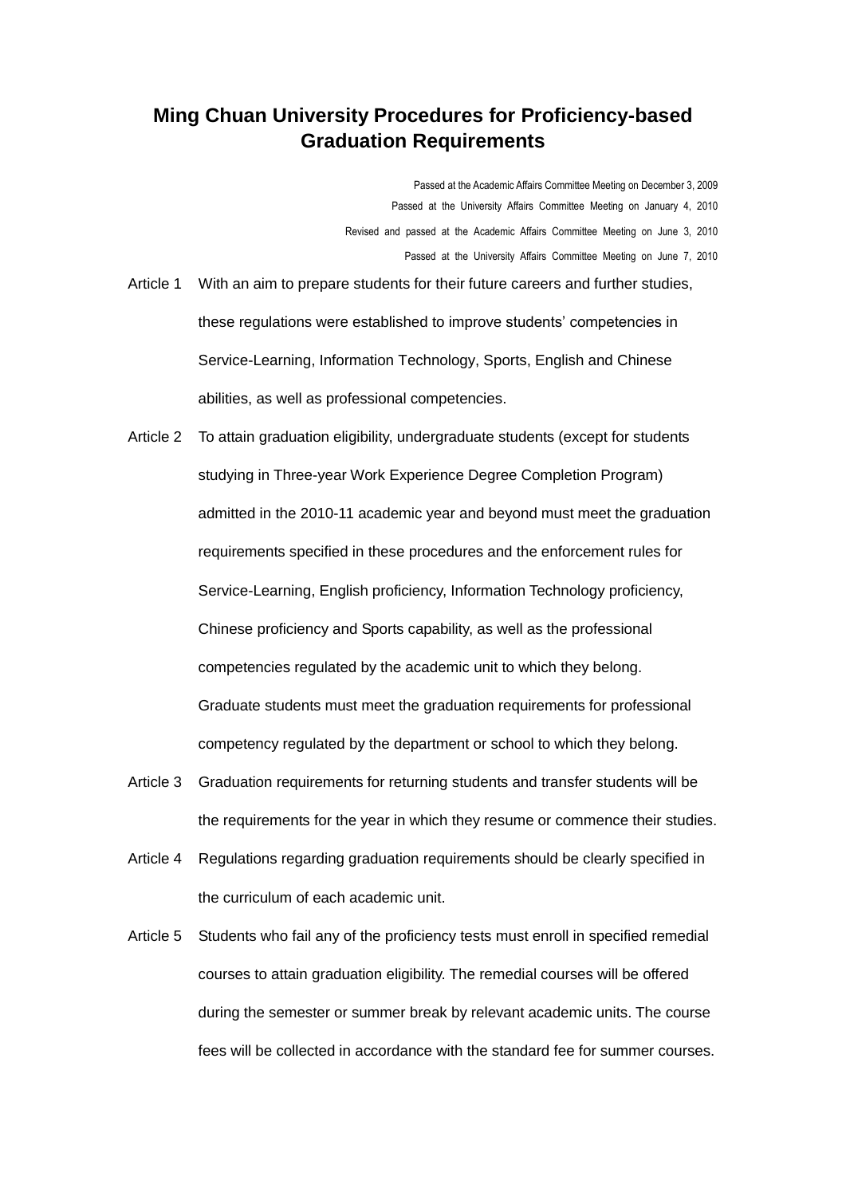# Ming Chuan University Procedures for Proficiency-based Graduation Requirements

Passed at the Academic Affairs Committee Meeting on December 3, 2009
Passed at the University Affairs Committee Meeting on January 4, 2010
Revised and passed at the Academic Affairs Committee Meeting on June 3, 2010
Passed at the University Affairs Committee Meeting on June 7, 2010

Article 1 With an aim to prepare students for their future careers and further studies, these regulations were established to improve students' competencies in Service-Learning, Information Technology, Sports, English and Chinese abilities, as well as professional competencies.

Article 2 To attain graduation eligibility, undergraduate students (except for students studying in Three-year Work Experience Degree Completion Program) admitted in the 2010-11 academic year and beyond must meet the graduation requirements specified in these procedures and the enforcement rules for Service-Learning, English proficiency, Information Technology proficiency, Chinese proficiency and Sports capability, as well as the professional competencies regulated by the academic unit to which they belong. Graduate students must meet the graduation requirements for professional competency regulated by the department or school to which they belong.

Article 3 Graduation requirements for returning students and transfer students will be the requirements for the year in which they resume or commence their studies.

Article 4 Regulations regarding graduation requirements should be clearly specified in the curriculum of each academic unit.

Article 5 Students who fail any of the proficiency tests must enroll in specified remedial courses to attain graduation eligibility. The remedial courses will be offered during the semester or summer break by relevant academic units. The course fees will be collected in accordance with the standard fee for summer courses.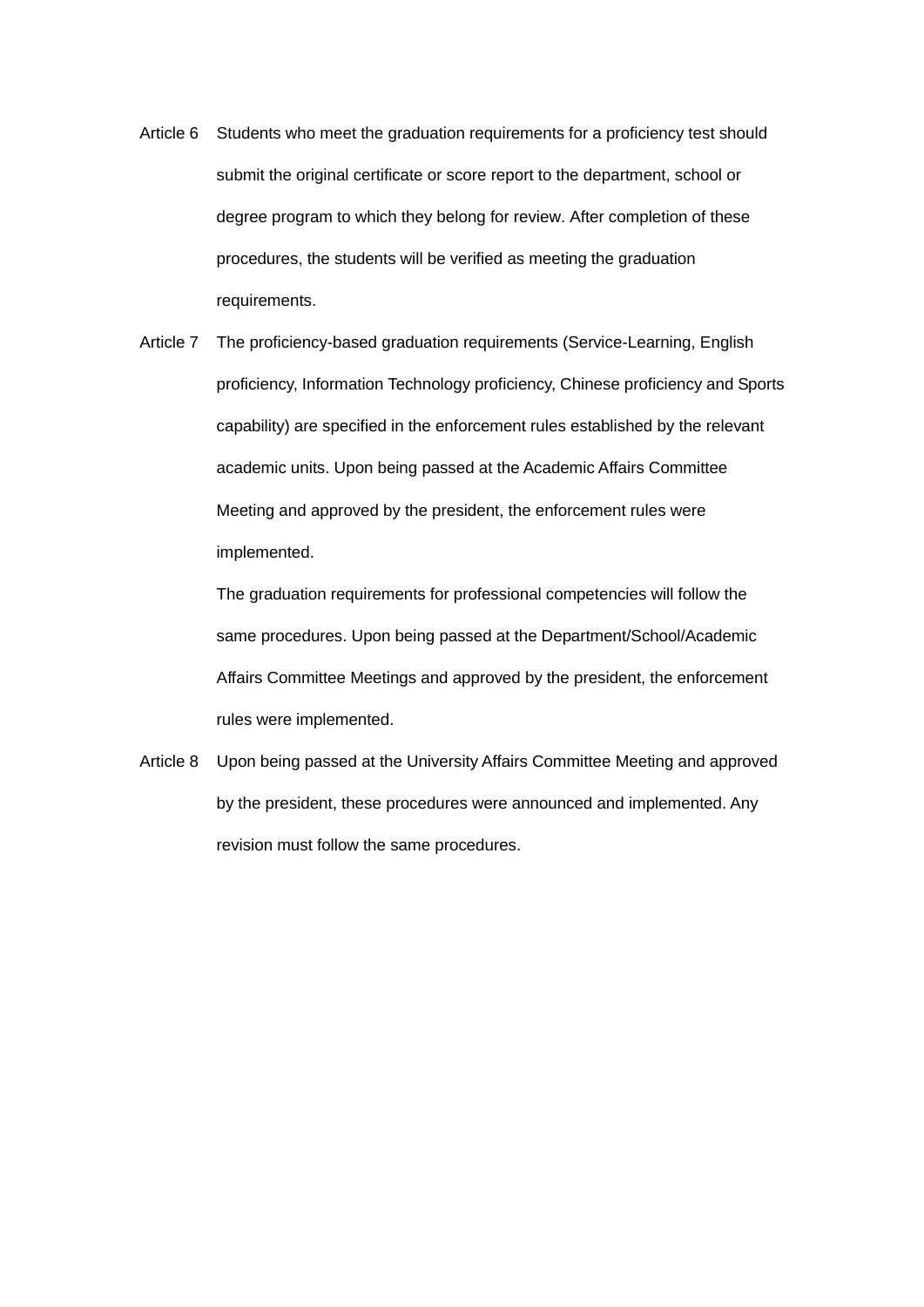Article 6 Students who meet the graduation requirements for a proficiency test should submit the original certificate or score report to the department, school or degree program to which they belong for review. After completion of these procedures, the students will be verified as meeting the graduation requirements.

Article 7 The proficiency-based graduation requirements (Service-Learning, English proficiency, Information Technology proficiency, Chinese proficiency and Sports capability) are specified in the enforcement rules established by the relevant academic units. Upon being passed at the Academic Affairs Committee Meeting and approved by the president, the enforcement rules were implemented.

The graduation requirements for professional competencies will follow the same procedures. Upon being passed at the Department/School/Academic Affairs Committee Meetings and approved by the president, the enforcement rules were implemented.

Article 8 Upon being passed at the University Affairs Committee Meeting and approved by the president, these procedures were announced and implemented. Any revision must follow the same procedures.